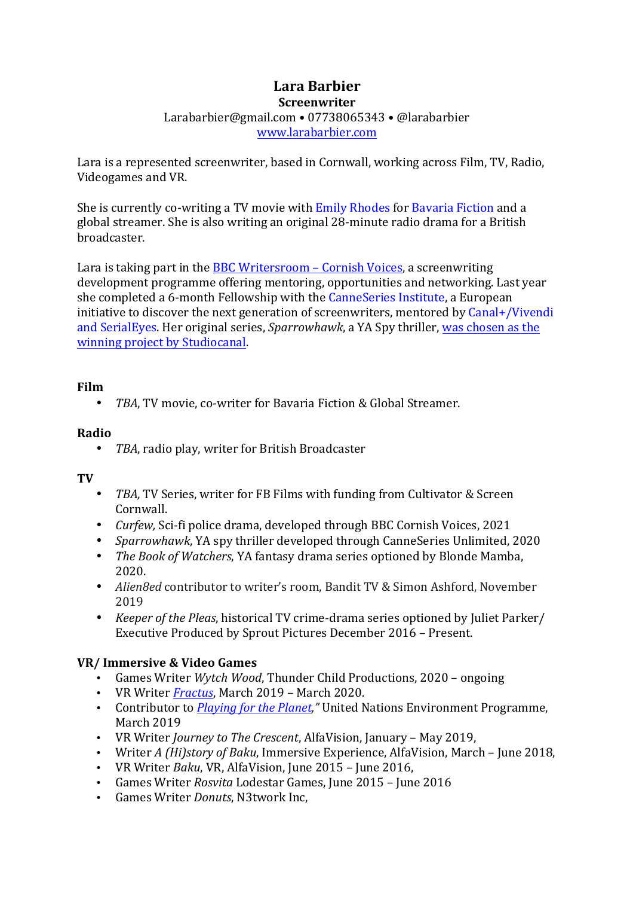# Lara Barbier

**Screenwriter**

Larabarbier@gmail.com • 07738065343 • @larabarbier

www.larabarbier.com

Lara is a represented screenwriter, based in Cornwall, working across Film, TV, Radio, Videogames and VR.

She is currently co-writing a TV movie with Emily Rhodes for Bavaria Fiction and a global streamer. She is also writing an original 28-minute radio drama for a British broadcaster.

Lara is taking part in the BBC Writersroom – Cornish Voices, a screenwriting development programme offering mentoring, opportunities and networking. Last year she completed a 6-month Fellowship with the CanneSeries Institute, a European initiative to discover the next generation of screenwriters, mentored by Canal+/Vivendi and SerialEyes. Her original series, *Sparrowhawk*, a YA Spy thriller, was chosen as the winning project by Studiocanal.

**Film**

- *TBA*, TV movie, co-writer for Bavaria Fiction & Global Streamer.

**Radio**

- *TBA*, radio play, writer for British Broadcaster

**TV**

- *TBA,* TV Series, writer for FB Films with funding from Cultivator & Screen Cornwall.
- *Curfew,* Sci-fi police drama, developed through BBC Cornish Voices, 2021
- *Sparrowhawk*, YA spy thriller developed through CanneSeries Unlimited, 2020
- *The Book of Watchers*, YA fantasy drama series optioned by Blonde Mamba, 2020.
- *Alien8ed* contributor to writer's room, Bandit TV & Simon Ashford, November 2019
- *Keeper of the Pleas*, historical TV crime-drama series optioned by Juliet Parker/ Executive Produced by Sprout Pictures December 2016 – Present.

**VR/ Immersive & Video Games**

- Games Writer *Wytch Wood*, Thunder Child Productions, 2020 – ongoing
- VR Writer *Fractus*, March 2019 – March 2020.
- Contributor to *Playing for the Planet*," United Nations Environment Programme, March 2019
- VR Writer *Journey to The Crescent*, AlfaVision, January – May 2019,
- Writer *A (Hi)story of Baku*, Immersive Experience, AlfaVision, March – June 2018,
- VR Writer *Baku*, VR, AlfaVision, June 2015 – June 2016,
- Games Writer *Rosvita* Lodestar Games, June 2015 – June 2016
- Games Writer *Donuts*, N3twork Inc,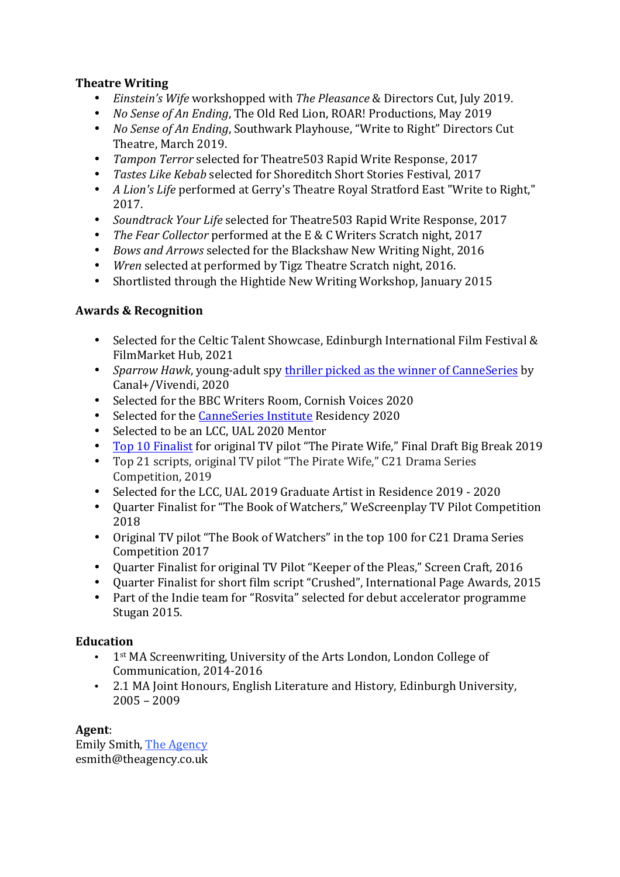**Theatre Writing**

- *Einstein's Wife* workshopped with *The Pleasance* & Directors Cut, July 2019.
- *No Sense of An Ending*, The Old Red Lion, ROAR! Productions, May 2019
- *No Sense of An Ending*, Southwark Playhouse, "Write to Right" Directors Cut Theatre, March 2019.
- *Tampon Terror* selected for Theatre503 Rapid Write Response, 2017
- *Tastes Like Kebab* selected for Shoreditch Short Stories Festival, 2017
- *A Lion's Life* performed at Gerry's Theatre Royal Stratford East "Write to Right," 2017.
- *Soundtrack Your Life* selected for Theatre503 Rapid Write Response, 2017
- *The Fear Collector* performed at the E & C Writers Scratch night, 2017
- *Bows and Arrows* selected for the Blackshaw New Writing Night, 2016
- *Wren* selected at performed by Tigz Theatre Scratch night, 2016.
- Shortlisted through the Hightide New Writing Workshop, January 2015

**Awards & Recognition**

- Selected for the Celtic Talent Showcase, Edinburgh International Film Festival & FilmMarket Hub, 2021
- *Sparrow Hawk*, young-adult spy thriller picked as the winner of CanneSeries by Canal+/Vivendi, 2020
- Selected for the BBC Writers Room, Cornish Voices 2020
- Selected for the CanneSeries Institute Residency 2020
- Selected to be an LCC, UAL 2020 Mentor
- Top 10 Finalist for original TV pilot "The Pirate Wife," Final Draft Big Break 2019
- Top 21 scripts, original TV pilot "The Pirate Wife," C21 Drama Series Competition, 2019
- Selected for the LCC, UAL 2019 Graduate Artist in Residence 2019 - 2020
- Quarter Finalist for "The Book of Watchers," WeScreenplay TV Pilot Competition 2018
- Original TV pilot "The Book of Watchers" in the top 100 for C21 Drama Series Competition 2017
- Quarter Finalist for original TV Pilot "Keeper of the Pleas," Screen Craft, 2016
- Quarter Finalist for short film script "Crushed", International Page Awards, 2015
- Part of the Indie team for "Rosvita" selected for debut accelerator programme Stugan 2015.

**Education**

- 1st MA Screenwriting, University of the Arts London, London College of Communication, 2014-2016
- 2.1 MA Joint Honours, English Literature and History, Edinburgh University, 2005 – 2009

**Agent**:
Emily Smith, The Agency
esmith@theagency.co.uk